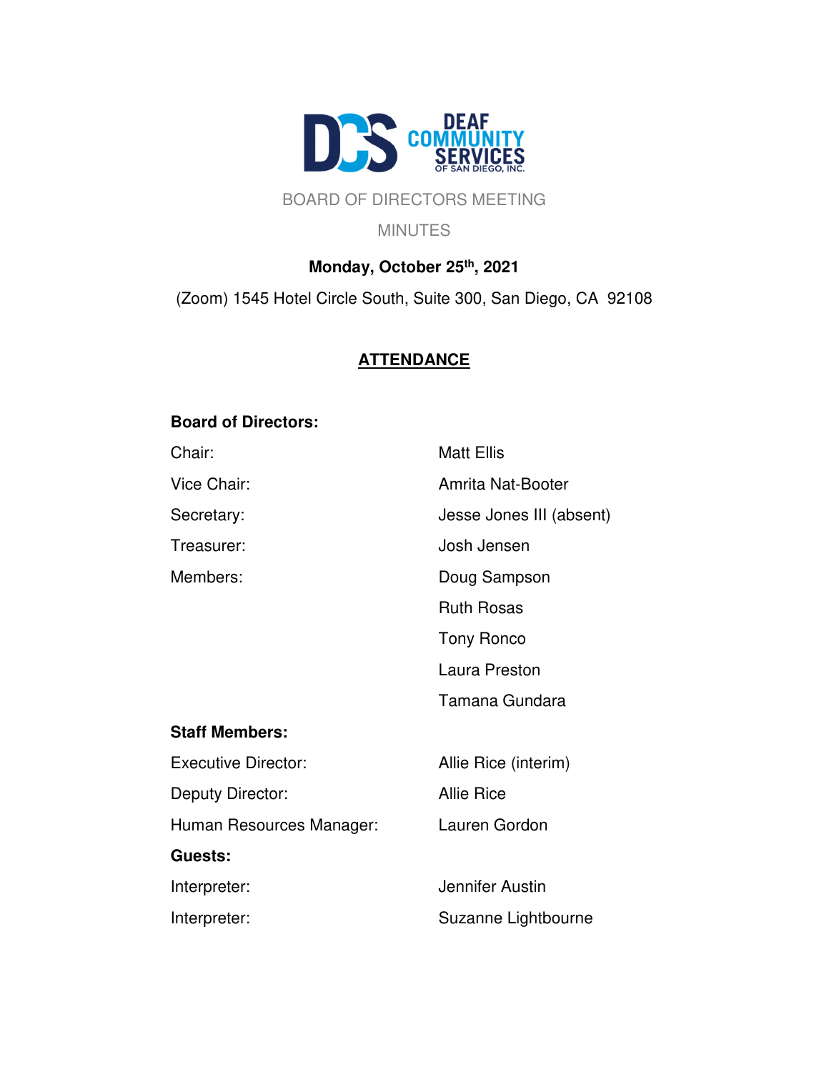DEAF COMMUNITY SERVICES OF SAN DIEGO, INC.

# BOARD OF DIRECTORS MEETING

## MINUTES

**Monday, October 25th, 2021**

(Zoom) 1545 Hotel Circle South, Suite 300, San Diego, CA 92108

## ATTENDANCE

**Board of Directors:**

| | |
|---|---|
| Chair: | Matt Ellis |
| Vice Chair: | Amrita Nat-Booter |
| Secretary: | Jesse Jones III (absent) |
| Treasurer: | Josh Jensen |
| Members: | Doug Sampson |
| | Ruth Rosas |
| | Tony Ronco |
| | Laura Preston |
| | Tamana Gundara |

**Staff Members:**

| | |
|---|---|
| Executive Director: | Allie Rice (interim) |
| Deputy Director: | Allie Rice |
| Human Resources Manager: | Lauren Gordon |

**Guests:**

| | |
|---|---|
| Interpreter: | Jennifer Austin |
| Interpreter: | Suzanne Lightbourne |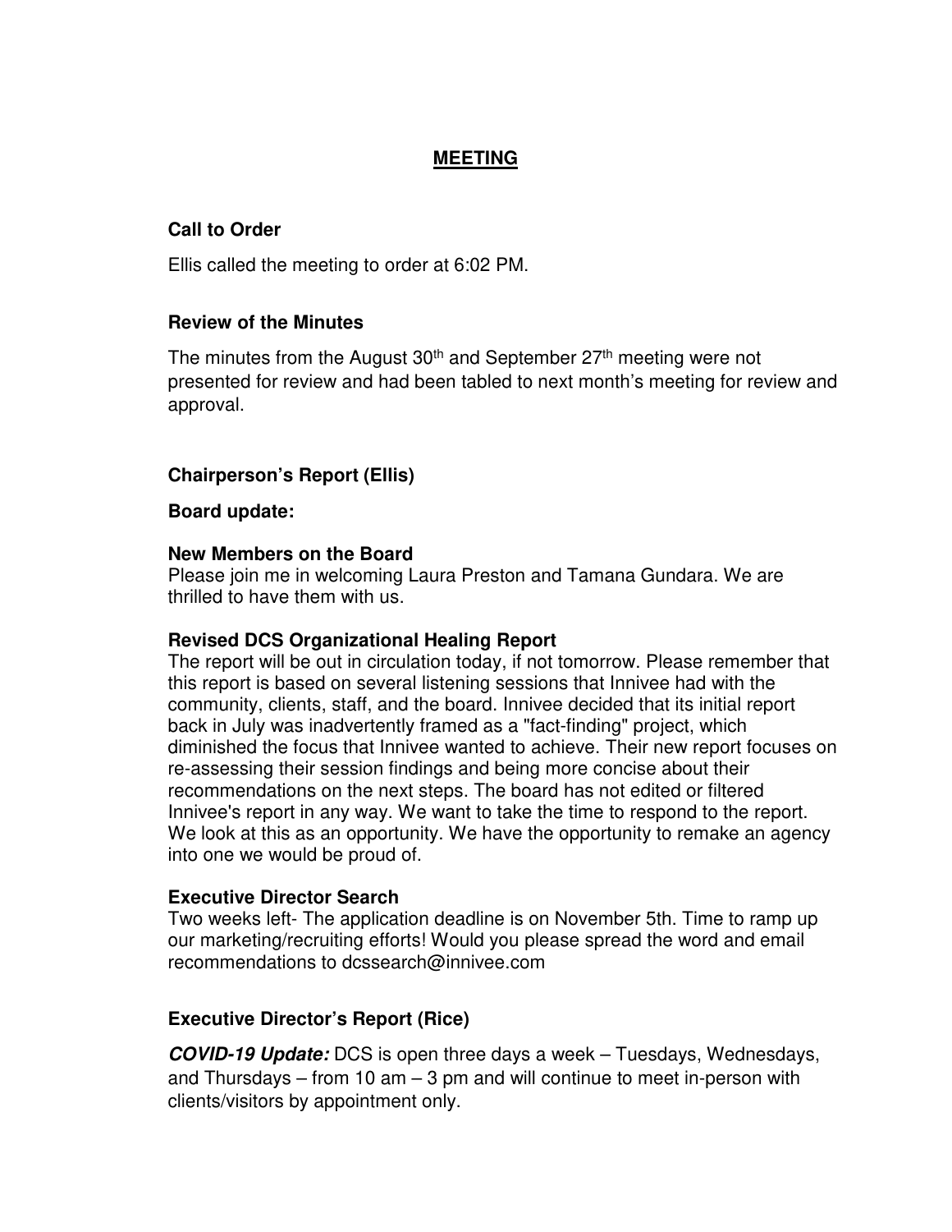## MEETING

### Call to Order

Ellis called the meeting to order at 6:02 PM.

### Review of the Minutes

The minutes from the August 30th and September 27th meeting were not presented for review and had been tabled to next month's meeting for review and approval.

### Chairperson's Report (Ellis)

**Board update:**

**New Members on the Board**
Please join me in welcoming Laura Preston and Tamana Gundara. We are thrilled to have them with us.

**Revised DCS Organizational Healing Report**
The report will be out in circulation today, if not tomorrow. Please remember that this report is based on several listening sessions that Innivee had with the community, clients, staff, and the board. Innivee decided that its initial report back in July was inadvertently framed as a "fact-finding" project, which diminished the focus that Innivee wanted to achieve. Their new report focuses on re-assessing their session findings and being more concise about their recommendations on the next steps. The board has not edited or filtered Innivee's report in any way. We want to take the time to respond to the report. We look at this as an opportunity. We have the opportunity to remake an agency into one we would be proud of.

**Executive Director Search**
Two weeks left- The application deadline is on November 5th. Time to ramp up our marketing/recruiting efforts! Would you please spread the word and email recommendations to dcssearch@innivee.com

### Executive Director's Report (Rice)

***COVID-19 Update:*** DCS is open three days a week – Tuesdays, Wednesdays, and Thursdays – from 10 am – 3 pm and will continue to meet in-person with clients/visitors by appointment only.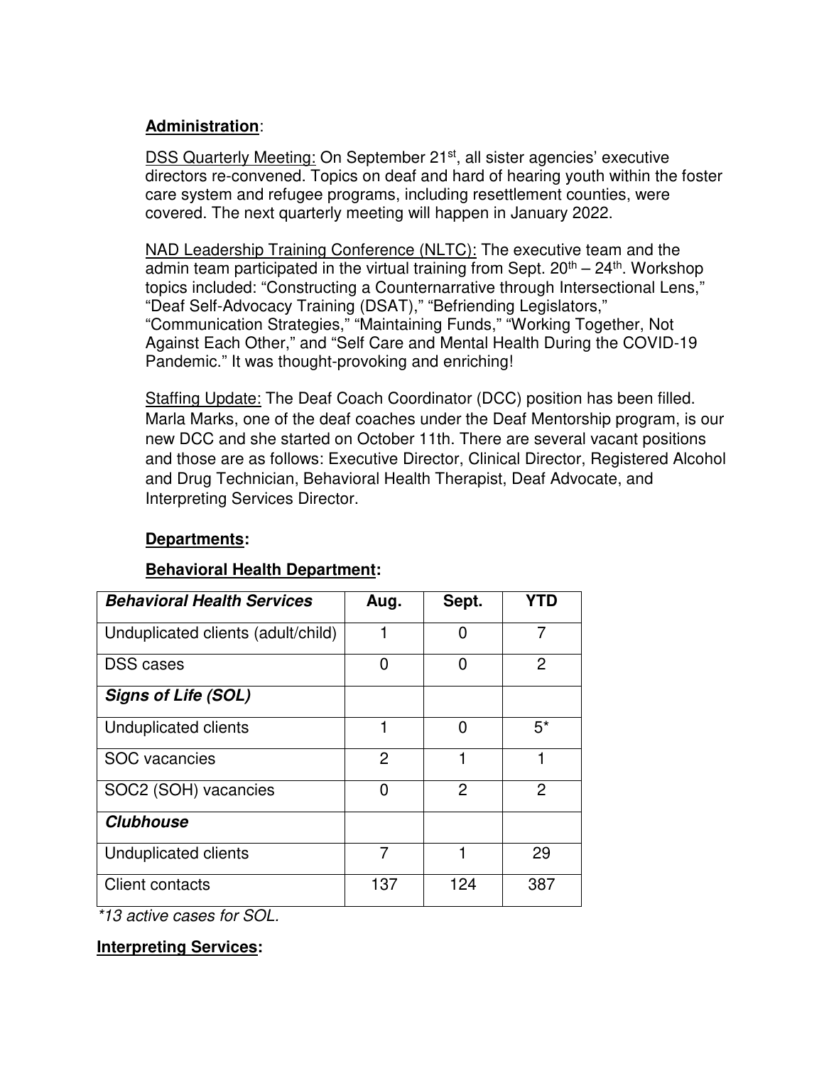**Administration**:

DSS Quarterly Meeting: On September 21st, all sister agencies' executive directors re-convened. Topics on deaf and hard of hearing youth within the foster care system and refugee programs, including resettlement counties, were covered. The next quarterly meeting will happen in January 2022.

NAD Leadership Training Conference (NLTC): The executive team and the admin team participated in the virtual training from Sept. 20th – 24th. Workshop topics included: "Constructing a Counternarrative through Intersectional Lens," "Deaf Self-Advocacy Training (DSAT)," "Befriending Legislators," "Communication Strategies," "Maintaining Funds," "Working Together, Not Against Each Other," and "Self Care and Mental Health During the COVID-19 Pandemic." It was thought-provoking and enriching!

Staffing Update: The Deaf Coach Coordinator (DCC) position has been filled. Marla Marks, one of the deaf coaches under the Deaf Mentorship program, is our new DCC and she started on October 11th. There are several vacant positions and those are as follows: Executive Director, Clinical Director, Registered Alcohol and Drug Technician, Behavioral Health Therapist, Deaf Advocate, and Interpreting Services Director.

**Departments:**

**Behavioral Health Department:**

| ***Behavioral Health Services*** | **Aug.** | **Sept.** | **YTD** |
|---|---|---|---|
| Unduplicated clients (adult/child) | 1 | 0 | 7 |
| DSS cases | 0 | 0 | 2 |
| ***Signs of Life (SOL)*** | | | |
| Unduplicated clients | 1 | 0 | 5* |
| SOC vacancies | 2 | 1 | 1 |
| SOC2 (SOH) vacancies | 0 | 2 | 2 |
| ***Clubhouse*** | | | |
| Unduplicated clients | 7 | 1 | 29 |
| Client contacts | 137 | 124 | 387 |

*\*13 active cases for SOL.*

**Interpreting Services:**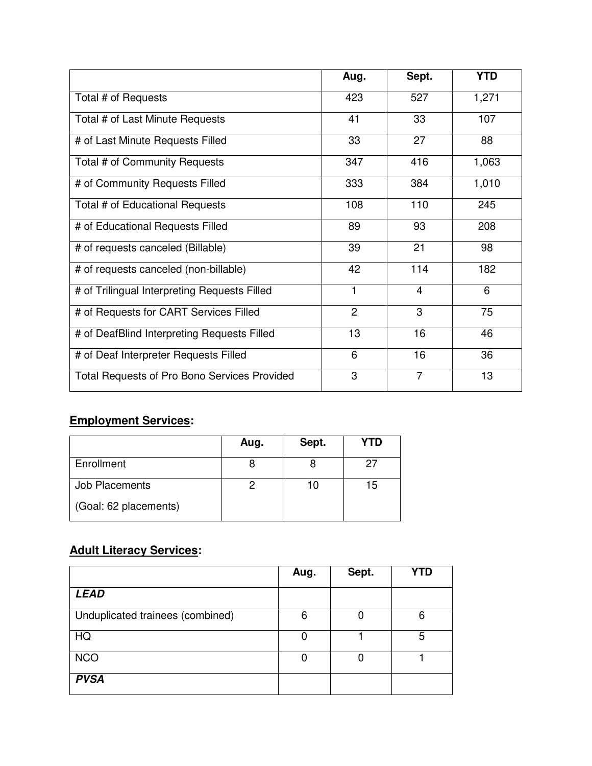| | Aug. | Sept. | YTD |
|---|---|---|---|
| Total # of Requests | 423 | 527 | 1,271 |
| Total # of Last Minute Requests | 41 | 33 | 107 |
| # of Last Minute Requests Filled | 33 | 27 | 88 |
| Total # of Community Requests | 347 | 416 | 1,063 |
| # of Community Requests Filled | 333 | 384 | 1,010 |
| Total # of Educational Requests | 108 | 110 | 245 |
| # of Educational Requests Filled | 89 | 93 | 208 |
| # of requests canceled (Billable) | 39 | 21 | 98 |
| # of requests canceled (non-billable) | 42 | 114 | 182 |
| # of Trilingual Interpreting Requests Filled | 1 | 4 | 6 |
| # of Requests for CART Services Filled | 2 | 3 | 75 |
| # of DeafBlind Interpreting Requests Filled | 13 | 16 | 46 |
| # of Deaf Interpreter Requests Filled | 6 | 16 | 36 |
| Total Requests of Pro Bono Services Provided | 3 | 7 | 13 |

## **Employment Services:**

| | Aug. | Sept. | YTD |
|---|---|---|---|
| Enrollment | 8 | 8 | 27 |
| Job Placements (Goal: 62 placements) | 2 | 10 | 15 |

## **Adult Literacy Services:**

| | Aug. | Sept. | YTD |
|---|---|---|---|
| ***LEAD*** | | | |
| Unduplicated trainees (combined) | 6 | 0 | 6 |
| HQ | 0 | 1 | 5 |
| NCO | 0 | 0 | 1 |
| ***PVSA*** | | | |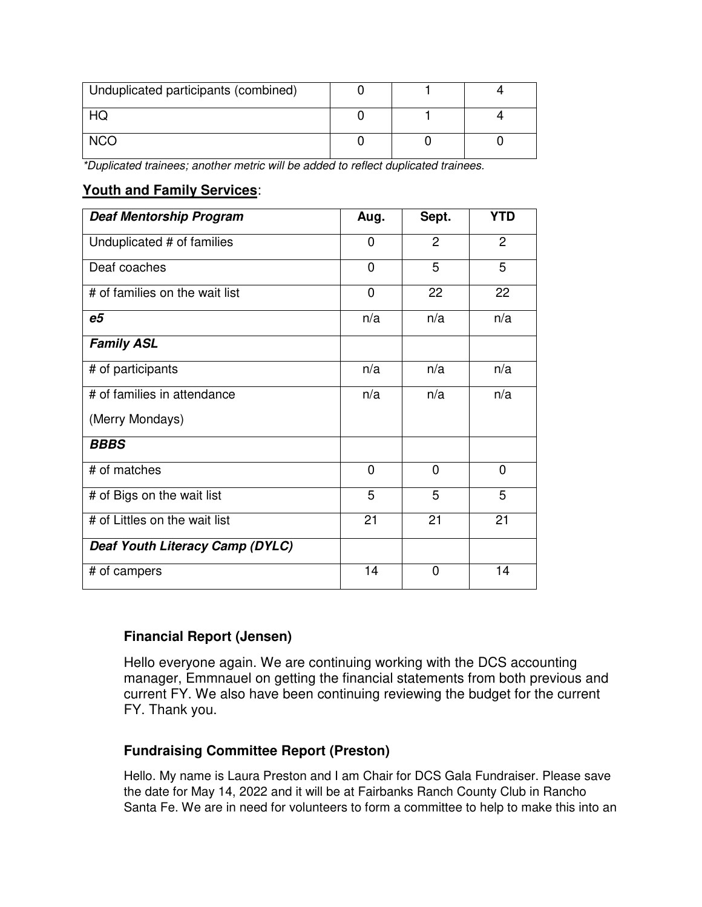| Unduplicated participants (combined) | 0 | 1 | 4 |
|---|---|---|---|
| HQ | 0 | 1 | 4 |
| NCO | 0 | 0 | 0 |

*\*Duplicated trainees; another metric will be added to reflect duplicated trainees.*

**Youth and Family Services**:

| ***Deaf Mentorship Program*** | **Aug.** | **Sept.** | **YTD** |
|---|---|---|---|
| Unduplicated # of families | 0 | 2 | 2 |
| Deaf coaches | 0 | 5 | 5 |
| # of families on the wait list | 0 | 22 | 22 |
| ***e5*** | n/a | n/a | n/a |
| ***Family ASL*** | | | |
| # of participants | n/a | n/a | n/a |
| # of families in attendance (Merry Mondays) | n/a | n/a | n/a |
| ***BBBS*** | | | |
| # of matches | 0 | 0 | 0 |
| # of Bigs on the wait list | 5 | 5 | 5 |
| # of Littles on the wait list | 21 | 21 | 21 |
| ***Deaf Youth Literacy Camp (DYLC)*** | | | |
| # of campers | 14 | 0 | 14 |

### Financial Report (Jensen)

Hello everyone again. We are continuing working with the DCS accounting manager, Emmnauel on getting the financial statements from both previous and current FY. We also have been continuing reviewing the budget for the current FY. Thank you.

### Fundraising Committee Report (Preston)

Hello. My name is Laura Preston and I am Chair for DCS Gala Fundraiser. Please save the date for May 14, 2022 and it will be at Fairbanks Ranch County Club in Rancho Santa Fe. We are in need for volunteers to form a committee to help to make this into an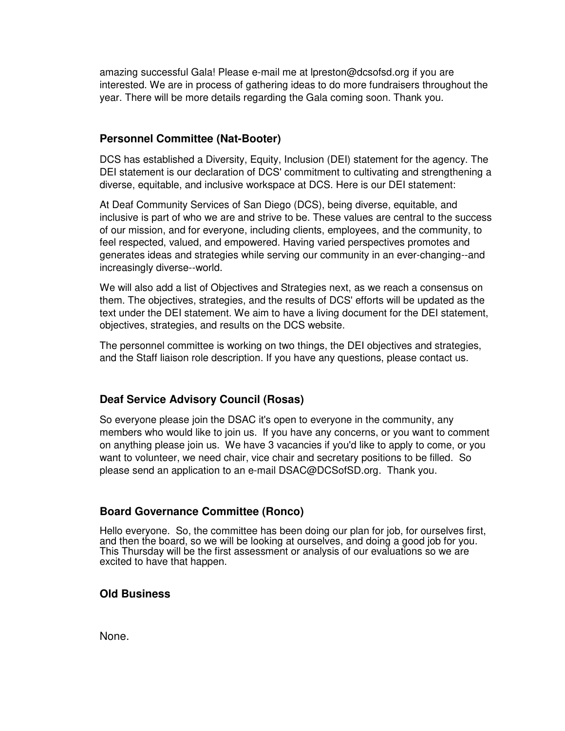amazing successful Gala! Please e-mail me at lpreston@dcsofsd.org if you are interested. We are in process of gathering ideas to do more fundraisers throughout the year. There will be more details regarding the Gala coming soon. Thank you.

### Personnel Committee (Nat-Booter)

DCS has established a Diversity, Equity, Inclusion (DEI) statement for the agency. The DEI statement is our declaration of DCS' commitment to cultivating and strengthening a diverse, equitable, and inclusive workspace at DCS. Here is our DEI statement:

At Deaf Community Services of San Diego (DCS), being diverse, equitable, and inclusive is part of who we are and strive to be. These values are central to the success of our mission, and for everyone, including clients, employees, and the community, to feel respected, valued, and empowered. Having varied perspectives promotes and generates ideas and strategies while serving our community in an ever-changing--and increasingly diverse--world.

We will also add a list of Objectives and Strategies next, as we reach a consensus on them. The objectives, strategies, and the results of DCS' efforts will be updated as the text under the DEI statement. We aim to have a living document for the DEI statement, objectives, strategies, and results on the DCS website.

The personnel committee is working on two things, the DEI objectives and strategies, and the Staff liaison role description. If you have any questions, please contact us.

### Deaf Service Advisory Council (Rosas)

So everyone please join the DSAC it's open to everyone in the community, any members who would like to join us. If you have any concerns, or you want to comment on anything please join us. We have 3 vacancies if you'd like to apply to come, or you want to volunteer, we need chair, vice chair and secretary positions to be filled. So please send an application to an e-mail DSAC@DCSofSD.org. Thank you.

### Board Governance Committee (Ronco)

Hello everyone. So, the committee has been doing our plan for job, for ourselves first, and then the board, so we will be looking at ourselves, and doing a good job for you. This Thursday will be the first assessment or analysis of our evaluations so we are excited to have that happen.

### Old Business

None.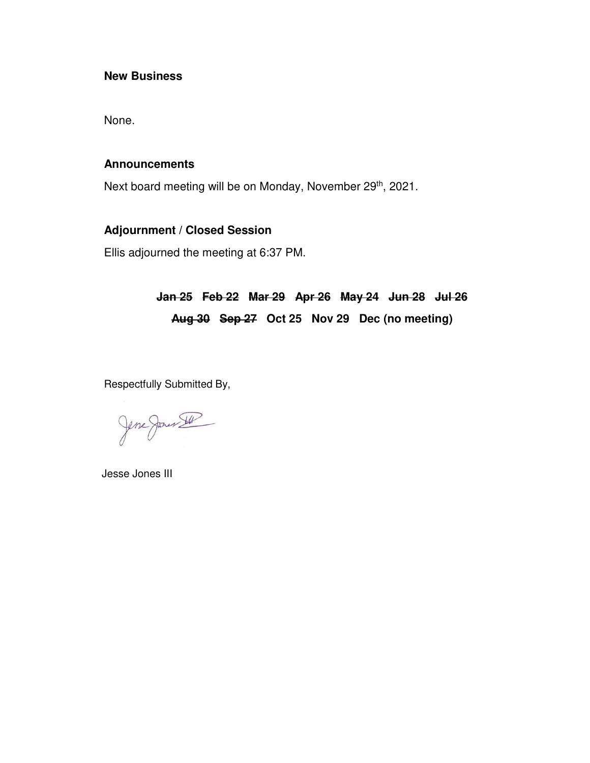**New Business**

None.

**Announcements**

Next board meeting will be on Monday, November 29th, 2021.

**Adjournment / Closed Session**

Ellis adjourned the meeting at 6:37 PM.

**~~Jan 25~~ ~~Feb 22~~ ~~Mar 29~~ ~~Apr 26~~ ~~May 24~~ ~~Jun 28~~ ~~Jul 26~~**

**~~Aug 30~~ ~~Sep 27~~ Oct 25 Nov 29 Dec (no meeting)**

Respectfully Submitted By,

Jesse Jones III